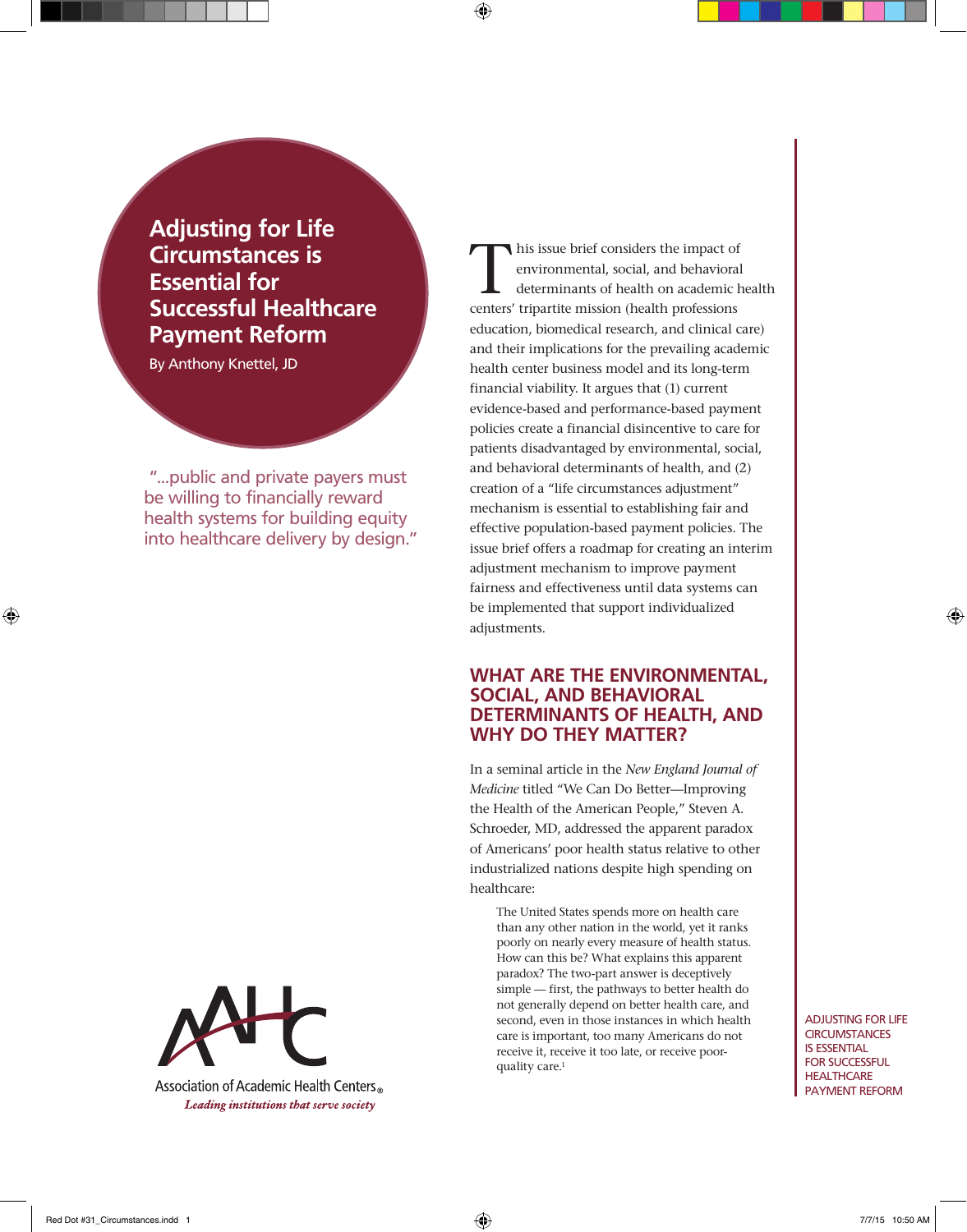# Adjusting for Life Circumstances is Essential for Successful Healthcare Payment Reform

By Anthony Knettel, JD

> "...public and private payers must be willing to financially reward health systems for building equity into healthcare delivery by design."

This issue brief considers the impact of environmental, social, and behavioral determinants of health on academic health centers' tripartite mission (health professions education, biomedical research, and clinical care) and their implications for the prevailing academic health center business model and its long-term financial viability. It argues that (1) current evidence-based and performance-based payment policies create a financial disincentive to care for patients disadvantaged by environmental, social, and behavioral determinants of health, and (2) creation of a "life circumstances adjustment" mechanism is essential to establishing fair and effective population-based payment policies. The issue brief offers a roadmap for creating an interim adjustment mechanism to improve payment fairness and effectiveness until data systems can be implemented that support individualized adjustments.

## WHAT ARE THE ENVIRONMENTAL, SOCIAL, AND BEHAVIORAL DETERMINANTS OF HEALTH, AND WHY DO THEY MATTER?

In a seminal article in the *New England Journal of Medicine* titled "We Can Do Better—Improving the Health of the American People," Steven A. Schroeder, MD, addressed the apparent paradox of Americans' poor health status relative to other industrialized nations despite high spending on healthcare:

> The United States spends more on health care than any other nation in the world, yet it ranks poorly on nearly every measure of health status. How can this be? What explains this apparent paradox? The two-part answer is deceptively simple — first, the pathways to better health do not generally depend on better health care, and second, even in those instances in which health care is important, too many Americans do not receive it, receive it too late, or receive poor-quality care.[1]

Association of Academic Health Centers®

*Leading institutions that serve society*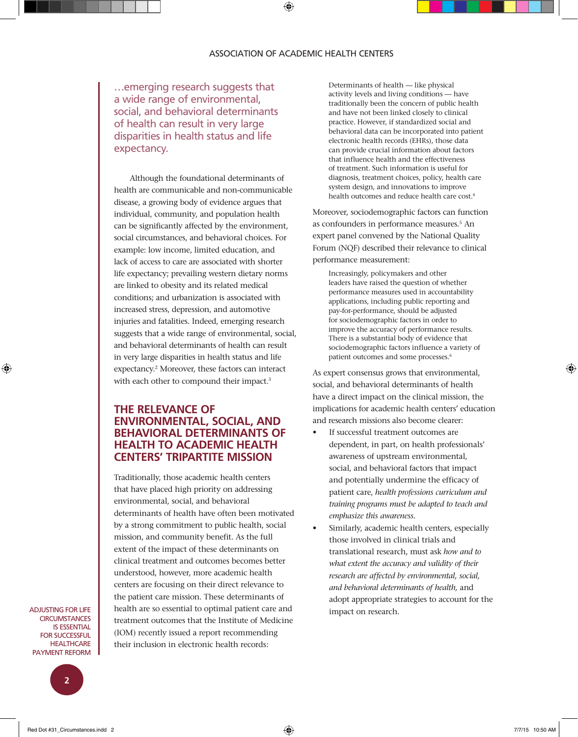…emerging research suggests that a wide range of environmental, social, and behavioral determinants of health can result in very large disparities in health status and life expectancy.

Although the foundational determinants of health are communicable and non-communicable disease, a growing body of evidence argues that individual, community, and population health can be significantly affected by the environment, social circumstances, and behavioral choices. For example: low income, limited education, and lack of access to care are associated with shorter life expectancy; prevailing western dietary norms are linked to obesity and its related medical conditions; and urbanization is associated with increased stress, depression, and automotive injuries and fatalities. Indeed, emerging research suggests that a wide range of environmental, social, and behavioral determinants of health can result in very large disparities in health status and life expectancy.[2] Moreover, these factors can interact with each other to compound their impact.[3]

## THE RELEVANCE OF ENVIRONMENTAL, SOCIAL, AND BEHAVIORAL DETERMINANTS OF HEALTH TO ACADEMIC HEALTH CENTERS' TRIPARTITE MISSION

Traditionally, those academic health centers that have placed high priority on addressing environmental, social, and behavioral determinants of health have often been motivated by a strong commitment to public health, social mission, and community benefit. As the full extent of the impact of these determinants on clinical treatment and outcomes becomes better understood, however, more academic health centers are focusing on their direct relevance to the patient care mission. These determinants of health are so essential to optimal patient care and treatment outcomes that the Institute of Medicine (IOM) recently issued a report recommending their inclusion in electronic health records:

> Determinants of health — like physical activity levels and living conditions — have traditionally been the concern of public health and have not been linked closely to clinical practice. However, if standardized social and behavioral data can be incorporated into patient electronic health records (EHRs), those data can provide crucial information about factors that influence health and the effectiveness of treatment. Such information is useful for diagnosis, treatment choices, policy, health care system design, and innovations to improve health outcomes and reduce health care cost.[4]

Moreover, sociodemographic factors can function as confounders in performance measures.[5] An expert panel convened by the National Quality Forum (NQF) described their relevance to clinical performance measurement:

> Increasingly, policymakers and other leaders have raised the question of whether performance measures used in accountability applications, including public reporting and pay-for-performance, should be adjusted for sociodemographic factors in order to improve the accuracy of performance results. There is a substantial body of evidence that sociodemographic factors influence a variety of patient outcomes and some processes.[6]

As expert consensus grows that environmental, social, and behavioral determinants of health have a direct impact on the clinical mission, the implications for academic health centers' education and research missions also become clearer:

- If successful treatment outcomes are dependent, in part, on health professionals' awareness of upstream environmental, social, and behavioral factors that impact and potentially undermine the efficacy of patient care, *health professions curriculum and training programs must be adapted to teach and emphasize this awareness.*
- Similarly, academic health centers, especially those involved in clinical trials and translational research, must ask *how and to what extent the accuracy and validity of their research are affected by environmental, social, and behavioral determinants of health,* and adopt appropriate strategies to account for the impact on research.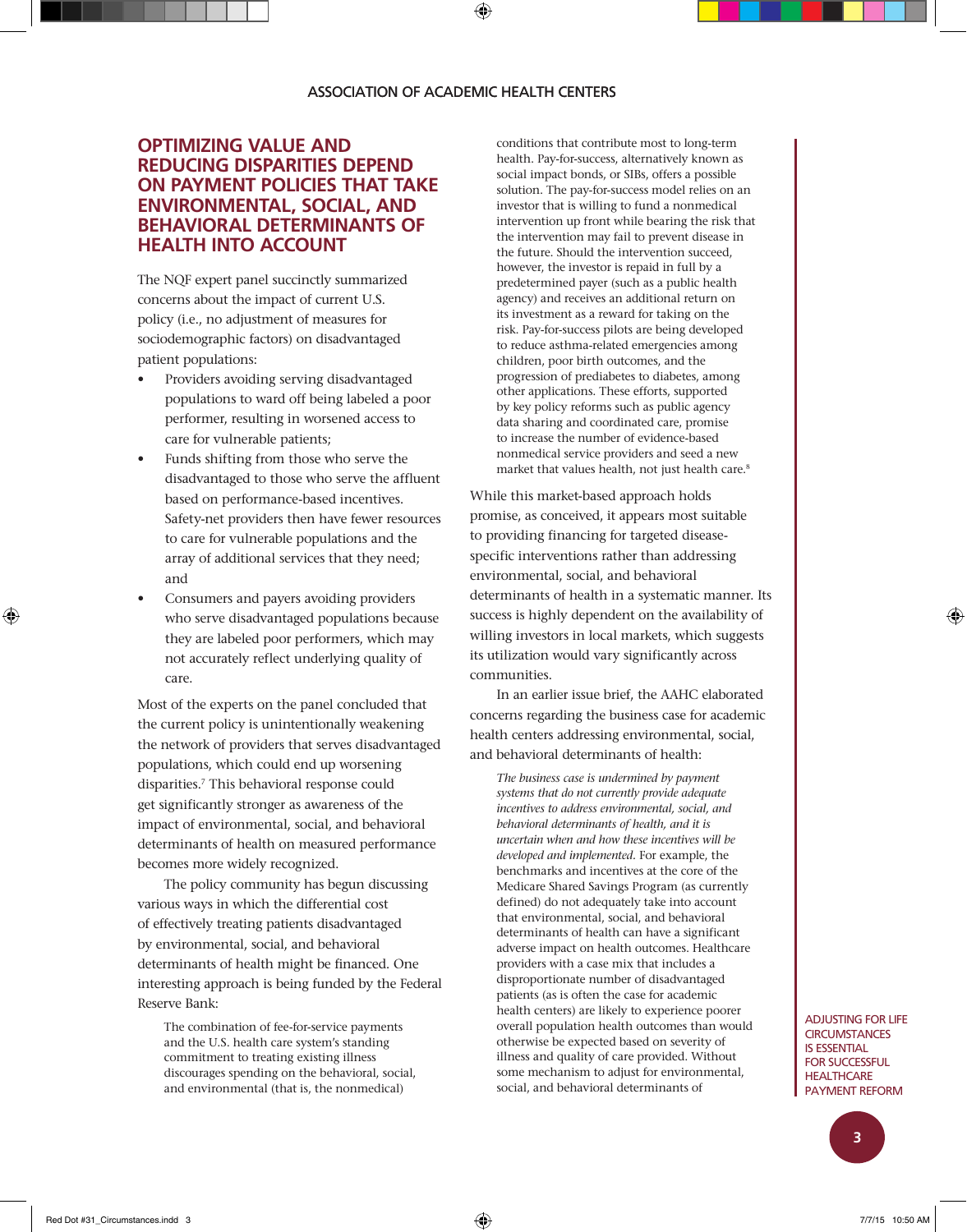## OPTIMIZING VALUE AND REDUCING DISPARITIES DEPEND ON PAYMENT POLICIES THAT TAKE ENVIRONMENTAL, SOCIAL, AND BEHAVIORAL DETERMINANTS OF HEALTH INTO ACCOUNT

The NQF expert panel succinctly summarized concerns about the impact of current U.S. policy (i.e., no adjustment of measures for sociodemographic factors) on disadvantaged patient populations:

- Providers avoiding serving disadvantaged populations to ward off being labeled a poor performer, resulting in worsened access to care for vulnerable patients;
- Funds shifting from those who serve the disadvantaged to those who serve the affluent based on performance-based incentives. Safety-net providers then have fewer resources to care for vulnerable populations and the array of additional services that they need; and
- Consumers and payers avoiding providers who serve disadvantaged populations because they are labeled poor performers, which may not accurately reflect underlying quality of care.

Most of the experts on the panel concluded that the current policy is unintentionally weakening the network of providers that serves disadvantaged populations, which could end up worsening disparities.[7] This behavioral response could get significantly stronger as awareness of the impact of environmental, social, and behavioral determinants of health on measured performance becomes more widely recognized.

The policy community has begun discussing various ways in which the differential cost of effectively treating patients disadvantaged by environmental, social, and behavioral determinants of health might be financed. One interesting approach is being funded by the Federal Reserve Bank:

> The combination of fee-for-service payments and the U.S. health care system's standing commitment to treating existing illness discourages spending on the behavioral, social, and environmental (that is, the nonmedical) conditions that contribute most to long-term health. Pay-for-success, alternatively known as social impact bonds, or SIBs, offers a possible solution. The pay-for-success model relies on an investor that is willing to fund a nonmedical intervention up front while bearing the risk that the intervention may fail to prevent disease in the future. Should the intervention succeed, however, the investor is repaid in full by a predetermined payer (such as a public health agency) and receives an additional return on its investment as a reward for taking on the risk. Pay-for-success pilots are being developed to reduce asthma-related emergencies among children, poor birth outcomes, and the progression of prediabetes to diabetes, among other applications. These efforts, supported by key policy reforms such as public agency data sharing and coordinated care, promise to increase the number of evidence-based nonmedical service providers and seed a new market that values health, not just health care.[8]

While this market-based approach holds promise, as conceived, it appears most suitable to providing financing for targeted disease-specific interventions rather than addressing environmental, social, and behavioral determinants of health in a systematic manner. Its success is highly dependent on the availability of willing investors in local markets, which suggests its utilization would vary significantly across communities.

In an earlier issue brief, the AAHC elaborated concerns regarding the business case for academic health centers addressing environmental, social, and behavioral determinants of health:

> *The business case is undermined by payment systems that do not currently provide adequate incentives to address environmental, social, and behavioral determinants of health, and it is uncertain when and how these incentives will be developed and implemented.* For example, the benchmarks and incentives at the core of the Medicare Shared Savings Program (as currently defined) do not adequately take into account that environmental, social, and behavioral determinants of health can have a significant adverse impact on health outcomes. Healthcare providers with a case mix that includes a disproportionate number of disadvantaged patients (as is often the case for academic health centers) are likely to experience poorer overall population health outcomes than would otherwise be expected based on severity of illness and quality of care provided. Without some mechanism to adjust for environmental, social, and behavioral determinants of

ADJUSTING FOR LIFE CIRCUMSTANCES IS ESSENTIAL FOR SUCCESSFUL HEALTHCARE PAYMENT REFORM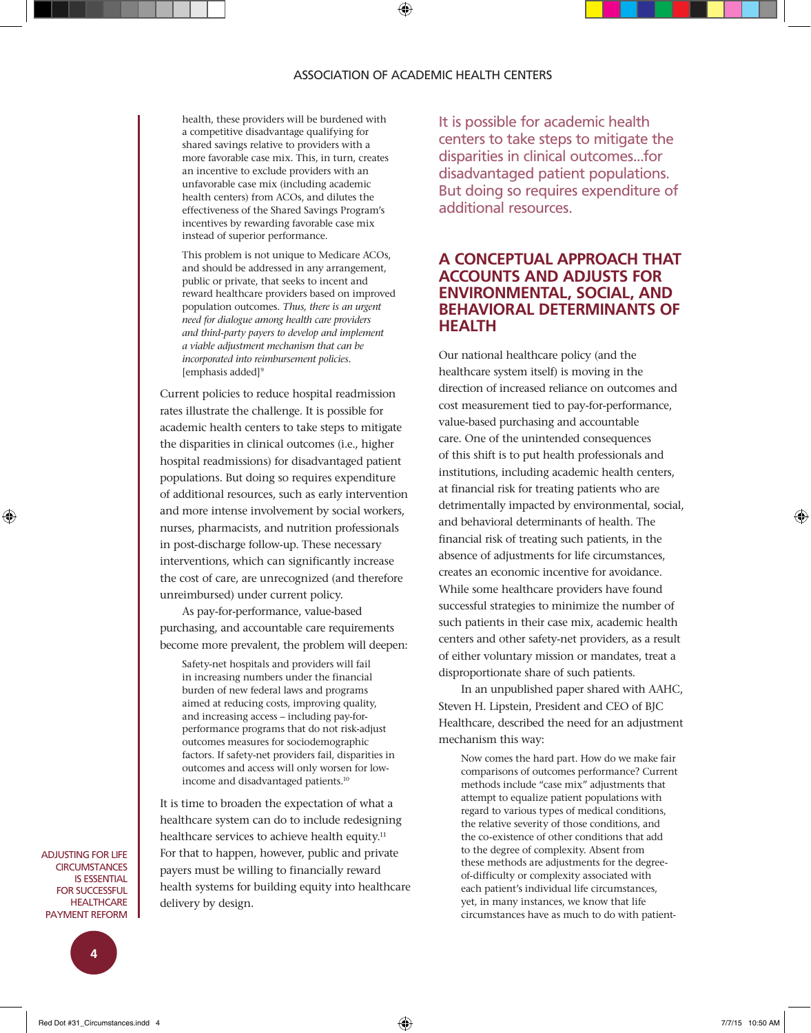> health, these providers will be burdened with a competitive disadvantage qualifying for shared savings relative to providers with a more favorable case mix. This, in turn, creates an incentive to exclude providers with an unfavorable case mix (including academic health centers) from ACOs, and dilutes the effectiveness of the Shared Savings Program's incentives by rewarding favorable case mix instead of superior performance.
>
> This problem is not unique to Medicare ACOs, and should be addressed in any arrangement, public or private, that seeks to incent and reward healthcare providers based on improved population outcomes. *Thus, there is an urgent need for dialogue among health care providers and third-party payers to develop and implement a viable adjustment mechanism that can be incorporated into reimbursement policies.* [emphasis added][9]

Current policies to reduce hospital readmission rates illustrate the challenge. It is possible for academic health centers to take steps to mitigate the disparities in clinical outcomes (i.e., higher hospital readmissions) for disadvantaged patient populations. But doing so requires expenditure of additional resources, such as early intervention and more intense involvement by social workers, nurses, pharmacists, and nutrition professionals in post-discharge follow-up. These necessary interventions, which can significantly increase the cost of care, are unrecognized (and therefore unreimbursed) under current policy.

As pay-for-performance, value-based purchasing, and accountable care requirements become more prevalent, the problem will deepen:

> Safety-net hospitals and providers will fail in increasing numbers under the financial burden of new federal laws and programs aimed at reducing costs, improving quality, and increasing access – including pay-for-performance programs that do not risk-adjust outcomes measures for sociodemographic factors. If safety-net providers fail, disparities in outcomes and access will only worsen for low-income and disadvantaged patients.[10]

It is time to broaden the expectation of what a healthcare system can do to include redesigning healthcare services to achieve health equity.[11] For that to happen, however, public and private payers must be willing to financially reward health systems for building equity into healthcare delivery by design.

It is possible for academic health centers to take steps to mitigate the disparities in clinical outcomes...for disadvantaged patient populations. But doing so requires expenditure of additional resources.

## A CONCEPTUAL APPROACH THAT ACCOUNTS AND ADJUSTS FOR ENVIRONMENTAL, SOCIAL, AND BEHAVIORAL DETERMINANTS OF HEALTH

Our national healthcare policy (and the healthcare system itself) is moving in the direction of increased reliance on outcomes and cost measurement tied to pay-for-performance, value-based purchasing and accountable care. One of the unintended consequences of this shift is to put health professionals and institutions, including academic health centers, at financial risk for treating patients who are detrimentally impacted by environmental, social, and behavioral determinants of health. The financial risk of treating such patients, in the absence of adjustments for life circumstances, creates an economic incentive for avoidance. While some healthcare providers have found successful strategies to minimize the number of such patients in their case mix, academic health centers and other safety-net providers, as a result of either voluntary mission or mandates, treat a disproportionate share of such patients.

In an unpublished paper shared with AAHC, Steven H. Lipstein, President and CEO of BJC Healthcare, described the need for an adjustment mechanism this way:

> Now comes the hard part. How do we make fair comparisons of outcomes performance? Current methods include "case mix" adjustments that attempt to equalize patient populations with regard to various types of medical conditions, the relative severity of those conditions, and the co-existence of other conditions that add to the degree of complexity. Absent from these methods are adjustments for the degree-of-difficulty or complexity associated with each patient's individual life circumstances, yet, in many instances, we know that life circumstances have as much to do with patient-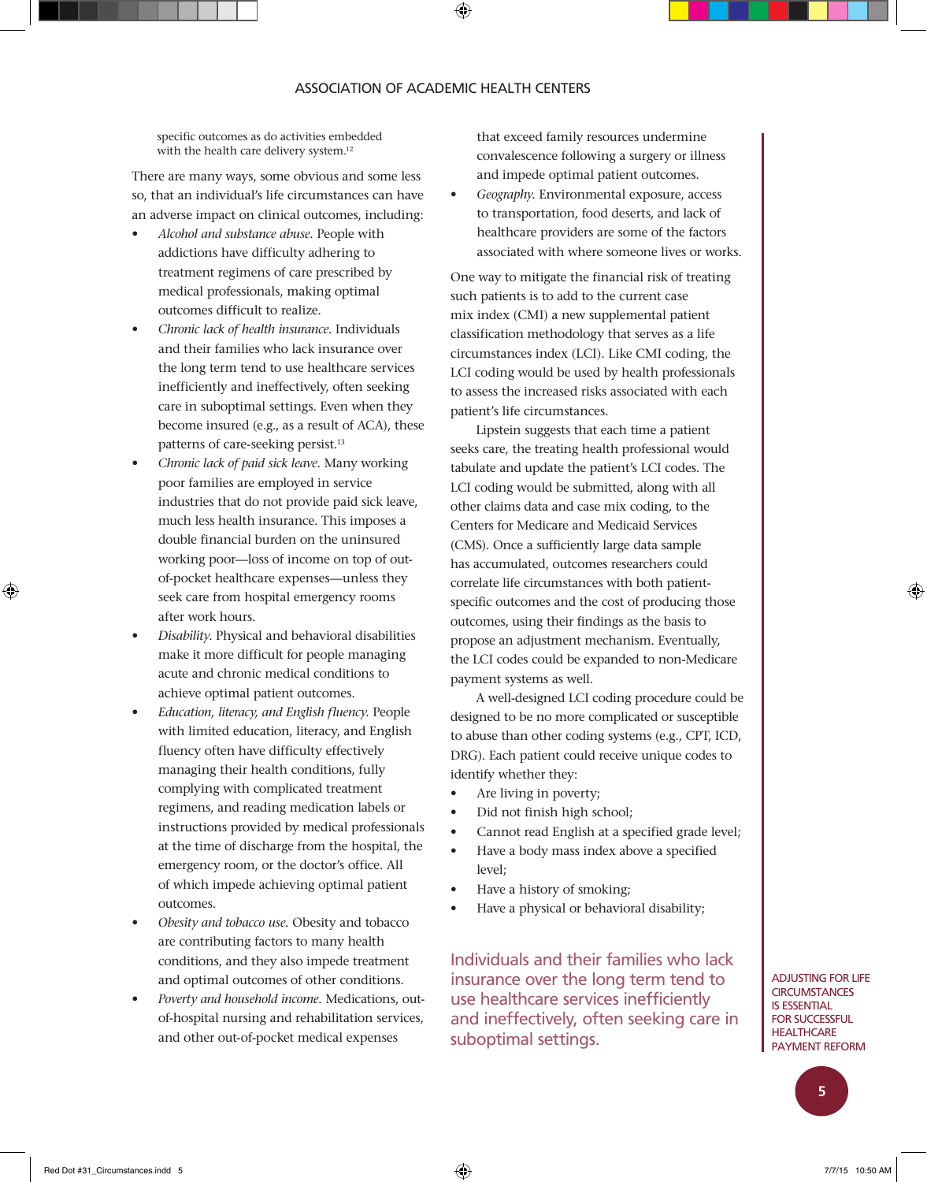specific outcomes as do activities embedded with the health care delivery system.[12]

There are many ways, some obvious and some less so, that an individual's life circumstances can have an adverse impact on clinical outcomes, including:

- *Alcohol and substance abuse.* People with addictions have difficulty adhering to treatment regimens of care prescribed by medical professionals, making optimal outcomes difficult to realize.
- *Chronic lack of health insurance.* Individuals and their families who lack insurance over the long term tend to use healthcare services inefficiently and ineffectively, often seeking care in suboptimal settings. Even when they become insured (e.g., as a result of ACA), these patterns of care-seeking persist.[13]
- *Chronic lack of paid sick leave.* Many working poor families are employed in service industries that do not provide paid sick leave, much less health insurance. This imposes a double financial burden on the uninsured working poor—loss of income on top of out-of-pocket healthcare expenses—unless they seek care from hospital emergency rooms after work hours.
- *Disability.* Physical and behavioral disabilities make it more difficult for people managing acute and chronic medical conditions to achieve optimal patient outcomes.
- *Education, literacy, and English fluency.* People with limited education, literacy, and English fluency often have difficulty effectively managing their health conditions, fully complying with complicated treatment regimens, and reading medication labels or instructions provided by medical professionals at the time of discharge from the hospital, the emergency room, or the doctor's office. All of which impede achieving optimal patient outcomes.
- *Obesity and tobacco use.* Obesity and tobacco are contributing factors to many health conditions, and they also impede treatment and optimal outcomes of other conditions.
- *Poverty and household income.* Medications, out-of-hospital nursing and rehabilitation services, and other out-of-pocket medical expenses that exceed family resources undermine convalescence following a surgery or illness and impede optimal patient outcomes.
- *Geography.* Environmental exposure, access to transportation, food deserts, and lack of healthcare providers are some of the factors associated with where someone lives or works.

One way to mitigate the financial risk of treating such patients is to add to the current case mix index (CMI) a new supplemental patient classification methodology that serves as a life circumstances index (LCI). Like CMI coding, the LCI coding would be used by health professionals to assess the increased risks associated with each patient's life circumstances.

Lipstein suggests that each time a patient seeks care, the treating health professional would tabulate and update the patient's LCI codes. The LCI coding would be submitted, along with all other claims data and case mix coding, to the Centers for Medicare and Medicaid Services (CMS). Once a sufficiently large data sample has accumulated, outcomes researchers could correlate life circumstances with both patient-specific outcomes and the cost of producing those outcomes, using their findings as the basis to propose an adjustment mechanism. Eventually, the LCI codes could be expanded to non-Medicare payment systems as well.

A well-designed LCI coding procedure could be designed to be no more complicated or susceptible to abuse than other coding systems (e.g., CPT, ICD, DRG). Each patient could receive unique codes to identify whether they:

- Are living in poverty;
- Did not finish high school;
- Cannot read English at a specified grade level;
- Have a body mass index above a specified level;
- Have a history of smoking;
- Have a physical or behavioral disability;

Individuals and their families who lack insurance over the long term tend to use healthcare services inefficiently and ineffectively, often seeking care in suboptimal settings.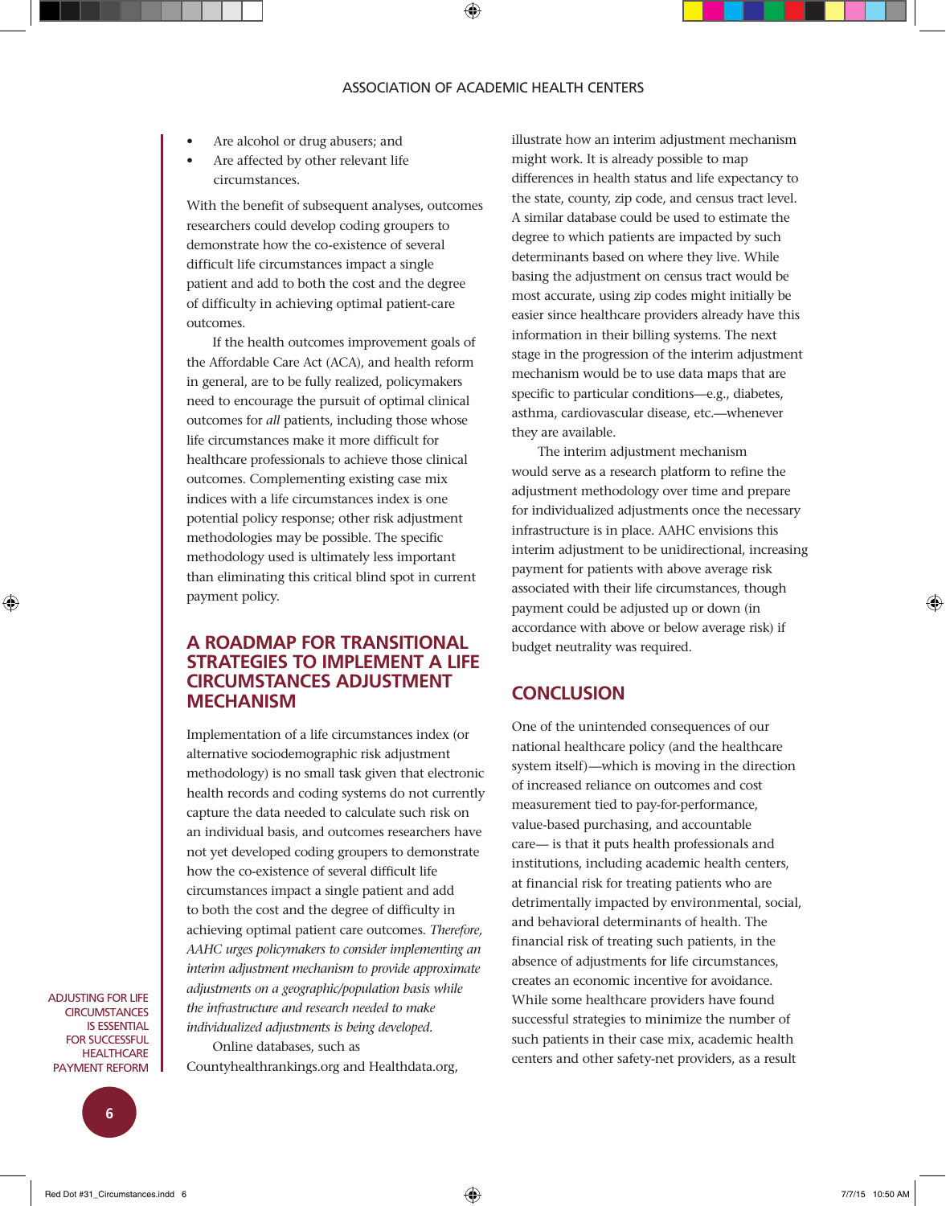- Are alcohol or drug abusers; and
- Are affected by other relevant life circumstances.

With the benefit of subsequent analyses, outcomes researchers could develop coding groupers to demonstrate how the co-existence of several difficult life circumstances impact a single patient and add to both the cost and the degree of difficulty in achieving optimal patient-care outcomes.

If the health outcomes improvement goals of the Affordable Care Act (ACA), and health reform in general, are to be fully realized, policymakers need to encourage the pursuit of optimal clinical outcomes for *all* patients, including those whose life circumstances make it more difficult for healthcare professionals to achieve those clinical outcomes. Complementing existing case mix indices with a life circumstances index is one potential policy response; other risk adjustment methodologies may be possible. The specific methodology used is ultimately less important than eliminating this critical blind spot in current payment policy.

## A ROADMAP FOR TRANSITIONAL STRATEGIES TO IMPLEMENT A LIFE CIRCUMSTANCES ADJUSTMENT MECHANISM

Implementation of a life circumstances index (or alternative sociodemographic risk adjustment methodology) is no small task given that electronic health records and coding systems do not currently capture the data needed to calculate such risk on an individual basis, and outcomes researchers have not yet developed coding groupers to demonstrate how the co-existence of several difficult life circumstances impact a single patient and add to both the cost and the degree of difficulty in achieving optimal patient care outcomes. *Therefore, AAHC urges policymakers to consider implementing an interim adjustment mechanism to provide approximate adjustments on a geographic/population basis while the infrastructure and research needed to make individualized adjustments is being developed.*

Online databases, such as Countyhealthrankings.org and Healthdata.org, illustrate how an interim adjustment mechanism might work. It is already possible to map differences in health status and life expectancy to the state, county, zip code, and census tract level. A similar database could be used to estimate the degree to which patients are impacted by such determinants based on where they live. While basing the adjustment on census tract would be most accurate, using zip codes might initially be easier since healthcare providers already have this information in their billing systems. The next stage in the progression of the interim adjustment mechanism would be to use data maps that are specific to particular conditions—e.g., diabetes, asthma, cardiovascular disease, etc.—whenever they are available.

The interim adjustment mechanism would serve as a research platform to refine the adjustment methodology over time and prepare for individualized adjustments once the necessary infrastructure is in place. AAHC envisions this interim adjustment to be unidirectional, increasing payment for patients with above average risk associated with their life circumstances, though payment could be adjusted up or down (in accordance with above or below average risk) if budget neutrality was required.

## CONCLUSION

One of the unintended consequences of our national healthcare policy (and the healthcare system itself)—which is moving in the direction of increased reliance on outcomes and cost measurement tied to pay-for-performance, value-based purchasing, and accountable care— is that it puts health professionals and institutions, including academic health centers, at financial risk for treating patients who are detrimentally impacted by environmental, social, and behavioral determinants of health. The financial risk of treating such patients, in the absence of adjustments for life circumstances, creates an economic incentive for avoidance. While some healthcare providers have found successful strategies to minimize the number of such patients in their case mix, academic health centers and other safety-net providers, as a result

ADJUSTING FOR LIFE CIRCUMSTANCES IS ESSENTIAL FOR SUCCESSFUL HEALTHCARE PAYMENT REFORM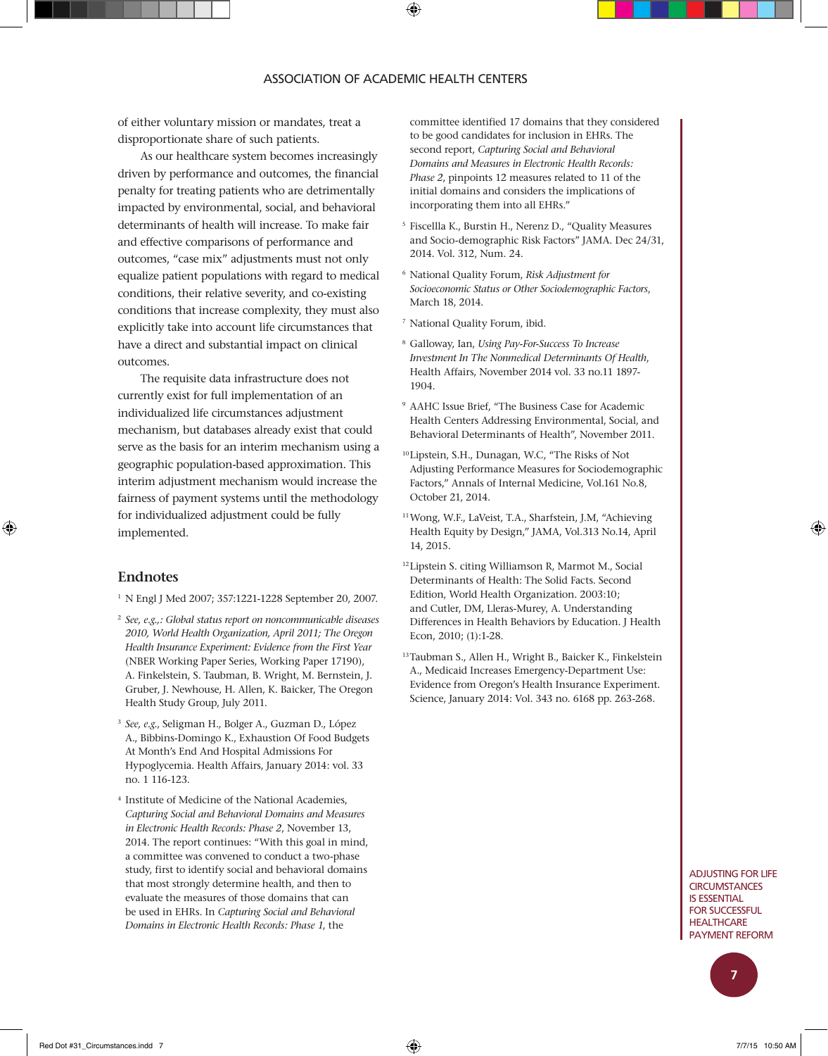of either voluntary mission or mandates, treat a disproportionate share of such patients.

As our healthcare system becomes increasingly driven by performance and outcomes, the financial penalty for treating patients who are detrimentally impacted by environmental, social, and behavioral determinants of health will increase. To make fair and effective comparisons of performance and outcomes, "case mix" adjustments must not only equalize patient populations with regard to medical conditions, their relative severity, and co-existing conditions that increase complexity, they must also explicitly take into account life circumstances that have a direct and substantial impact on clinical outcomes.

The requisite data infrastructure does not currently exist for full implementation of an individualized life circumstances adjustment mechanism, but databases already exist that could serve as the basis for an interim mechanism using a geographic population-based approximation. This interim adjustment mechanism would increase the fairness of payment systems until the methodology for individualized adjustment could be fully implemented.

## Endnotes

[1] N Engl J Med 2007; 357:1221-1228 September 20, 2007.

[2] *See, e.g.,: Global status report on noncommunicable diseases 2010, World Health Organization, April 2011; The Oregon Health Insurance Experiment: Evidence from the First Year* (NBER Working Paper Series, Working Paper 17190), A. Finkelstein, S. Taubman, B. Wright, M. Bernstein, J. Gruber, J. Newhouse, H. Allen, K. Baicker, The Oregon Health Study Group, July 2011.

[3] *See, e.g.,* Seligman H., Bolger A., Guzman D., López A., Bibbins-Domingo K., Exhaustion Of Food Budgets At Month's End And Hospital Admissions For Hypoglycemia. Health Affairs, January 2014: vol. 33 no. 1 116-123.

[4] Institute of Medicine of the National Academies, *Capturing Social and Behavioral Domains and Measures in Electronic Health Records: Phase 2*, November 13, 2014. The report continues: "With this goal in mind, a committee was convened to conduct a two-phase study, first to identify social and behavioral domains that most strongly determine health, and then to evaluate the measures of those domains that can be used in EHRs. In *Capturing Social and Behavioral Domains in Electronic Health Records: Phase 1*, the committee identified 17 domains that they considered to be good candidates for inclusion in EHRs. The second report, *Capturing Social and Behavioral Domains and Measures in Electronic Health Records: Phase 2*, pinpoints 12 measures related to 11 of the initial domains and considers the implications of incorporating them into all EHRs."

[5] Fiscellla K., Burstin H., Nerenz D., "Quality Measures and Socio-demographic Risk Factors" JAMA. Dec 24/31, 2014. Vol. 312, Num. 24.

[6] National Quality Forum, *Risk Adjustment for Socioeconomic Status or Other Sociodemographic Factors*, March 18, 2014.

[7] National Quality Forum, ibid.

[8] Galloway, Ian, *Using Pay-For-Success To Increase Investment In The Nonmedical Determinants Of Health*, Health Affairs, November 2014 vol. 33 no.11 1897-1904.

[9] AAHC Issue Brief, "The Business Case for Academic Health Centers Addressing Environmental, Social, and Behavioral Determinants of Health", November 2011.

[10] Lipstein, S.H., Dunagan, W.C, "The Risks of Not Adjusting Performance Measures for Sociodemographic Factors," Annals of Internal Medicine, Vol.161 No.8, October 21, 2014.

[11] Wong, W.F., LaVeist, T.A., Sharfstein, J.M, "Achieving Health Equity by Design," JAMA, Vol.313 No.14, April 14, 2015.

[12] Lipstein S. citing Williamson R, Marmot M., Social Determinants of Health: The Solid Facts. Second Edition, World Health Organization. 2003:10; and Cutler, DM, Lleras-Murey, A. Understanding Differences in Health Behaviors by Education. J Health Econ, 2010; (1):1-28.

[13] Taubman S., Allen H., Wright B., Baicker K., Finkelstein A., Medicaid Increases Emergency-Department Use: Evidence from Oregon's Health Insurance Experiment. Science, January 2014: Vol. 343 no. 6168 pp. 263-268.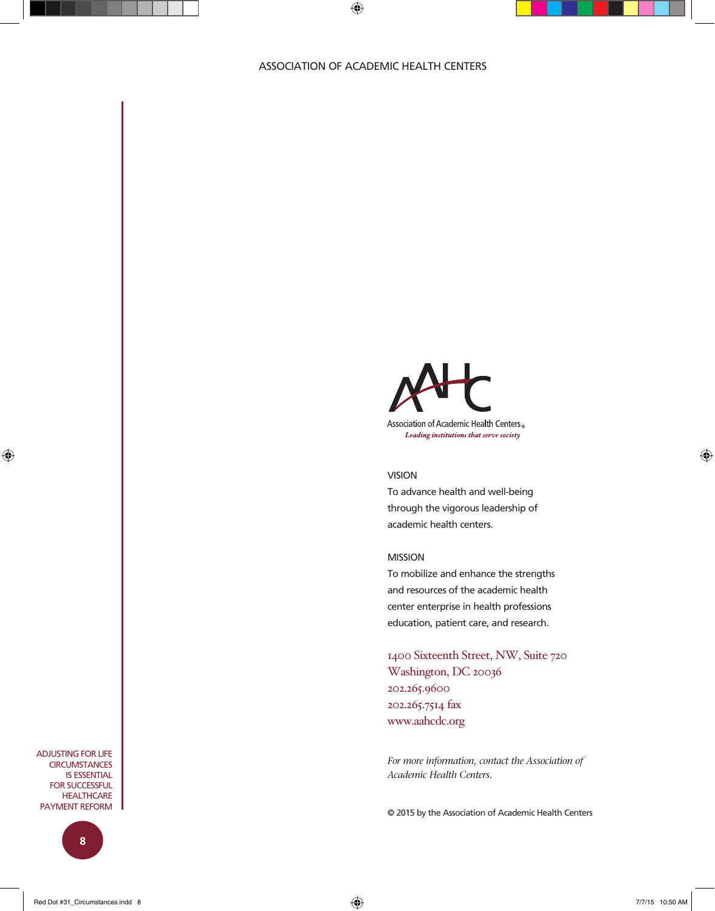Association of Academic Health Centers®

*Leading institutions that serve society*

VISION

To advance health and well-being through the vigorous leadership of academic health centers.

MISSION

To mobilize and enhance the strengths and resources of the academic health center enterprise in health professions education, patient care, and research.

1400 Sixteenth Street, NW, Suite 720
Washington, DC 20036
202.265.9600
202.265.7514 fax
www.aahcdc.org

*For more information, contact the Association of Academic Health Centers.*

© 2015 by the Association of Academic Health Centers